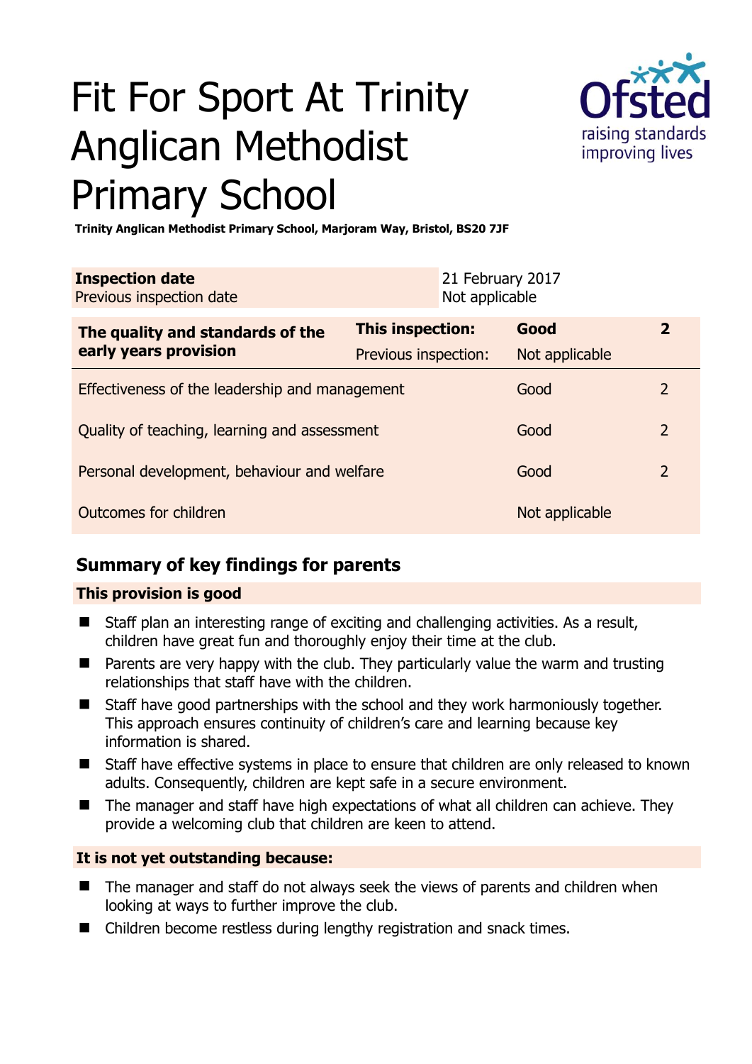# Fit For Sport At Trinity Anglican Methodist Primary School

**Trinity Anglican Methodist Primary School, Marjoram Way, Bristol, BS20 7JF**

| **Inspection date** | 21 February 2017 |
| --- | --- |
| Previous inspection date | Not applicable |

| **The quality and standards of the early years provision** | **This inspection:** | **Good** | **2** |
| --- | --- | --- | --- |
| | Previous inspection: | Not applicable | |
| Effectiveness of the leadership and management | | Good | 2 |
| Quality of teaching, learning and assessment | | Good | 2 |
| Personal development, behaviour and welfare | | Good | 2 |
| Outcomes for children | | Not applicable | |

## Summary of key findings for parents

### This provision is good

- Staff plan an interesting range of exciting and challenging activities. As a result, children have great fun and thoroughly enjoy their time at the club.
- Parents are very happy with the club. They particularly value the warm and trusting relationships that staff have with the children.
- Staff have good partnerships with the school and they work harmoniously together. This approach ensures continuity of children's care and learning because key information is shared.
- Staff have effective systems in place to ensure that children are only released to known adults. Consequently, children are kept safe in a secure environment.
- The manager and staff have high expectations of what all children can achieve. They provide a welcoming club that children are keen to attend.

### It is not yet outstanding because:

- The manager and staff do not always seek the views of parents and children when looking at ways to further improve the club.
- Children become restless during lengthy registration and snack times.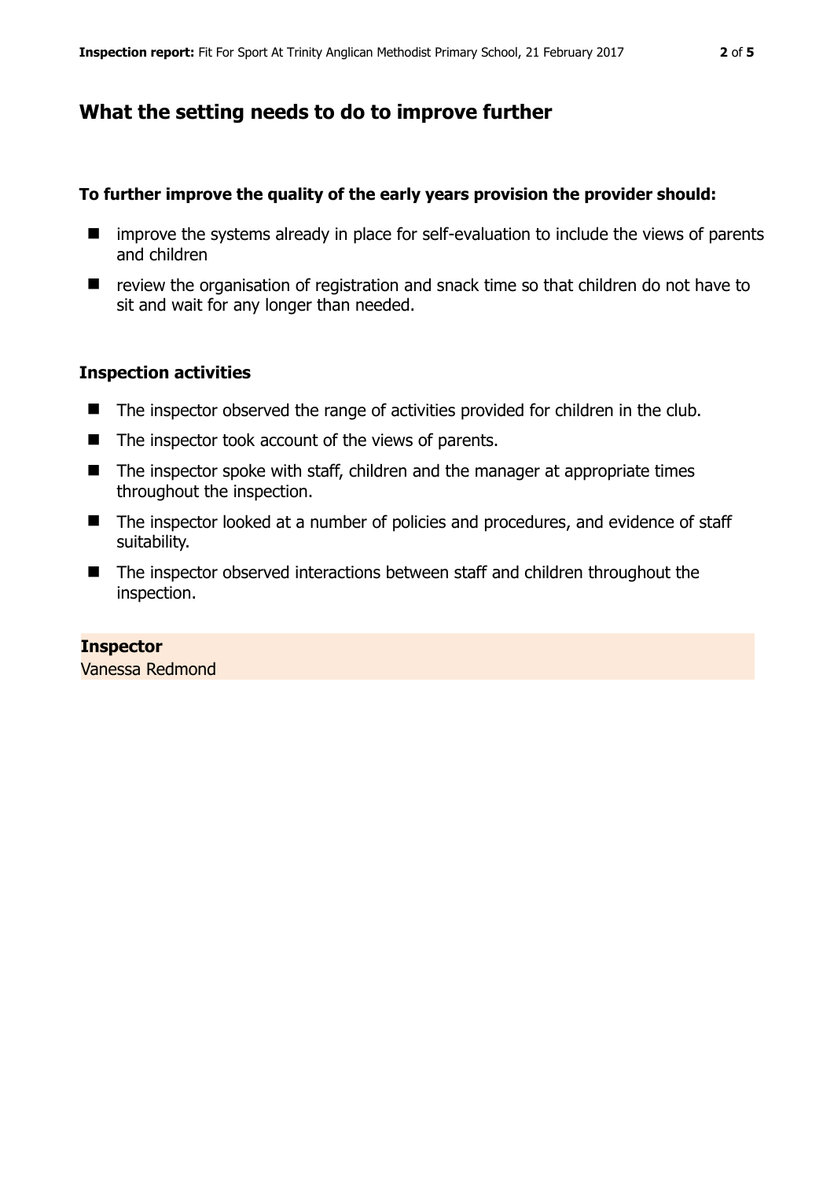## What the setting needs to do to improve further

### To further improve the quality of the early years provision the provider should:

- improve the systems already in place for self-evaluation to include the views of parents and children
- review the organisation of registration and snack time so that children do not have to sit and wait for any longer than needed.

### Inspection activities

- The inspector observed the range of activities provided for children in the club.
- The inspector took account of the views of parents.
- The inspector spoke with staff, children and the manager at appropriate times throughout the inspection.
- The inspector looked at a number of policies and procedures, and evidence of staff suitability.
- The inspector observed interactions between staff and children throughout the inspection.

**Inspector**
Vanessa Redmond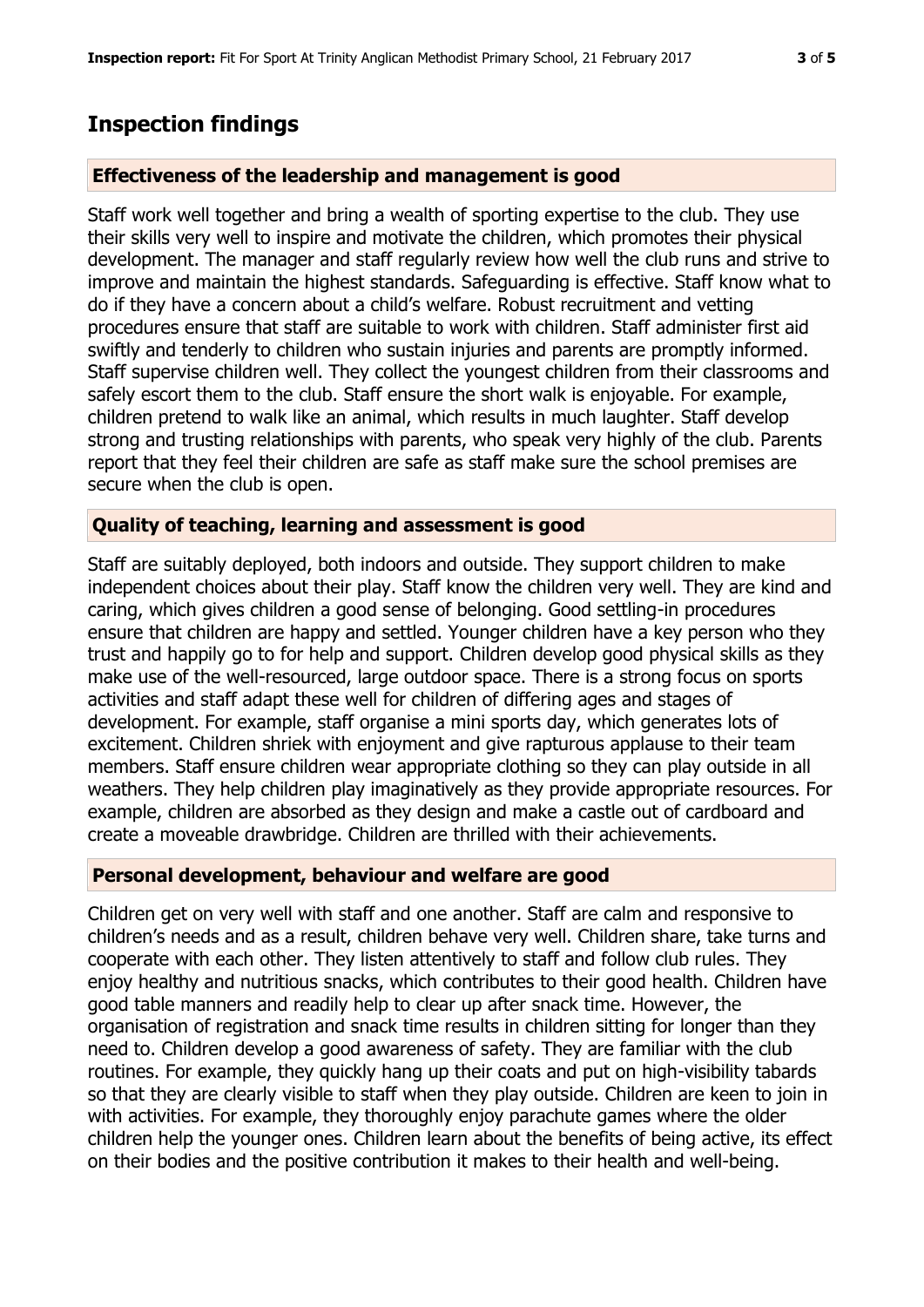## Inspection findings

### Effectiveness of the leadership and management is good

Staff work well together and bring a wealth of sporting expertise to the club. They use their skills very well to inspire and motivate the children, which promotes their physical development. The manager and staff regularly review how well the club runs and strive to improve and maintain the highest standards. Safeguarding is effective. Staff know what to do if they have a concern about a child's welfare. Robust recruitment and vetting procedures ensure that staff are suitable to work with children. Staff administer first aid swiftly and tenderly to children who sustain injuries and parents are promptly informed. Staff supervise children well. They collect the youngest children from their classrooms and safely escort them to the club. Staff ensure the short walk is enjoyable. For example, children pretend to walk like an animal, which results in much laughter. Staff develop strong and trusting relationships with parents, who speak very highly of the club. Parents report that they feel their children are safe as staff make sure the school premises are secure when the club is open.

### Quality of teaching, learning and assessment is good

Staff are suitably deployed, both indoors and outside. They support children to make independent choices about their play. Staff know the children very well. They are kind and caring, which gives children a good sense of belonging. Good settling-in procedures ensure that children are happy and settled. Younger children have a key person who they trust and happily go to for help and support. Children develop good physical skills as they make use of the well-resourced, large outdoor space. There is a strong focus on sports activities and staff adapt these well for children of differing ages and stages of development. For example, staff organise a mini sports day, which generates lots of excitement. Children shriek with enjoyment and give rapturous applause to their team members. Staff ensure children wear appropriate clothing so they can play outside in all weathers. They help children play imaginatively as they provide appropriate resources. For example, children are absorbed as they design and make a castle out of cardboard and create a moveable drawbridge. Children are thrilled with their achievements.

### Personal development, behaviour and welfare are good

Children get on very well with staff and one another. Staff are calm and responsive to children's needs and as a result, children behave very well. Children share, take turns and cooperate with each other. They listen attentively to staff and follow club rules. They enjoy healthy and nutritious snacks, which contributes to their good health. Children have good table manners and readily help to clear up after snack time. However, the organisation of registration and snack time results in children sitting for longer than they need to. Children develop a good awareness of safety. They are familiar with the club routines. For example, they quickly hang up their coats and put on high-visibility tabards so that they are clearly visible to staff when they play outside. Children are keen to join in with activities. For example, they thoroughly enjoy parachute games where the older children help the younger ones. Children learn about the benefits of being active, its effect on their bodies and the positive contribution it makes to their health and well-being.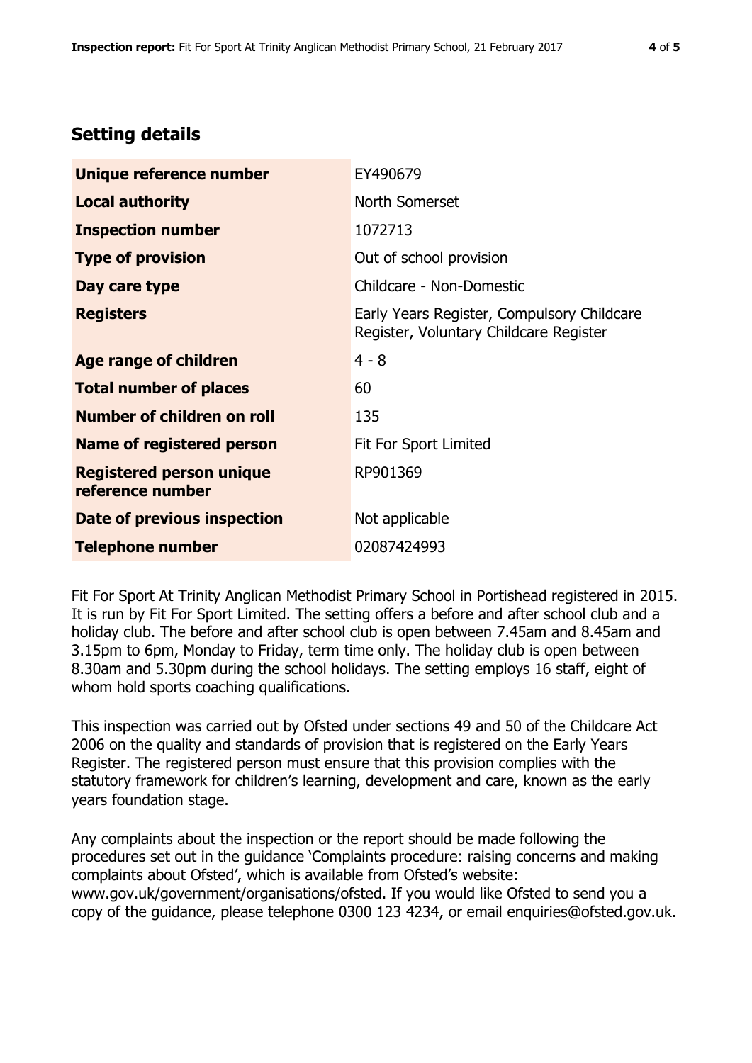## Setting details

| | |
|---|---|
| **Unique reference number** | EY490679 |
| **Local authority** | North Somerset |
| **Inspection number** | 1072713 |
| **Type of provision** | Out of school provision |
| **Day care type** | Childcare - Non-Domestic |
| **Registers** | Early Years Register, Compulsory Childcare Register, Voluntary Childcare Register |
| **Age range of children** | 4 - 8 |
| **Total number of places** | 60 |
| **Number of children on roll** | 135 |
| **Name of registered person** | Fit For Sport Limited |
| **Registered person unique reference number** | RP901369 |
| **Date of previous inspection** | Not applicable |
| **Telephone number** | 02087424993 |

Fit For Sport At Trinity Anglican Methodist Primary School in Portishead registered in 2015. It is run by Fit For Sport Limited. The setting offers a before and after school club and a holiday club. The before and after school club is open between 7.45am and 8.45am and 3.15pm to 6pm, Monday to Friday, term time only. The holiday club is open between 8.30am and 5.30pm during the school holidays. The setting employs 16 staff, eight of whom hold sports coaching qualifications.

This inspection was carried out by Ofsted under sections 49 and 50 of the Childcare Act 2006 on the quality and standards of provision that is registered on the Early Years Register. The registered person must ensure that this provision complies with the statutory framework for children's learning, development and care, known as the early years foundation stage.

Any complaints about the inspection or the report should be made following the procedures set out in the guidance 'Complaints procedure: raising concerns and making complaints about Ofsted', which is available from Ofsted's website: www.gov.uk/government/organisations/ofsted. If you would like Ofsted to send you a copy of the guidance, please telephone 0300 123 4234, or email enquiries@ofsted.gov.uk.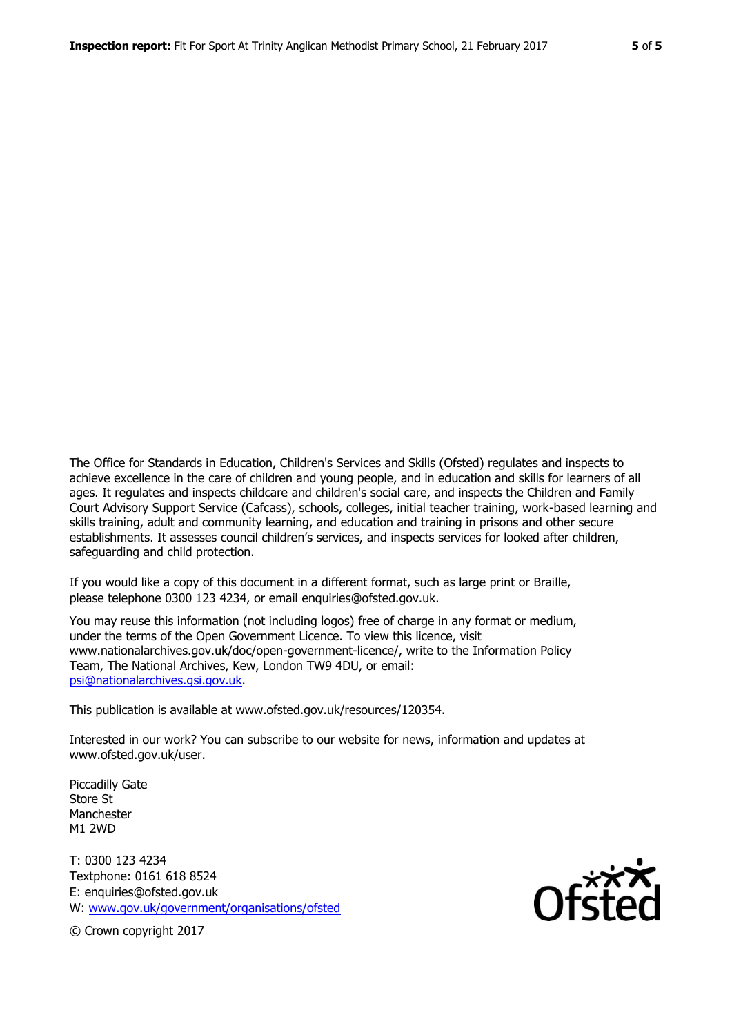The Office for Standards in Education, Children's Services and Skills (Ofsted) regulates and inspects to achieve excellence in the care of children and young people, and in education and skills for learners of all ages. It regulates and inspects childcare and children's social care, and inspects the Children and Family Court Advisory Support Service (Cafcass), schools, colleges, initial teacher training, work-based learning and skills training, adult and community learning, and education and training in prisons and other secure establishments. It assesses council children's services, and inspects services for looked after children, safeguarding and child protection.

If you would like a copy of this document in a different format, such as large print or Braille, please telephone 0300 123 4234, or email enquiries@ofsted.gov.uk.

You may reuse this information (not including logos) free of charge in any format or medium, under the terms of the Open Government Licence. To view this licence, visit www.nationalarchives.gov.uk/doc/open-government-licence/, write to the Information Policy Team, The National Archives, Kew, London TW9 4DU, or email: [psi@nationalarchives.gsi.gov.uk](mailto:psi@nationalarchives.gsi.gov.uk).

This publication is available at www.ofsted.gov.uk/resources/120354.

Interested in our work? You can subscribe to our website for news, information and updates at www.ofsted.gov.uk/user.

Piccadilly Gate
Store St
Manchester
M1 2WD

T: 0300 123 4234
Textphone: 0161 618 8524
E: enquiries@ofsted.gov.uk
W: [www.gov.uk/government/organisations/ofsted](http://www.gov.uk/government/organisations/ofsted)

© Crown copyright 2017